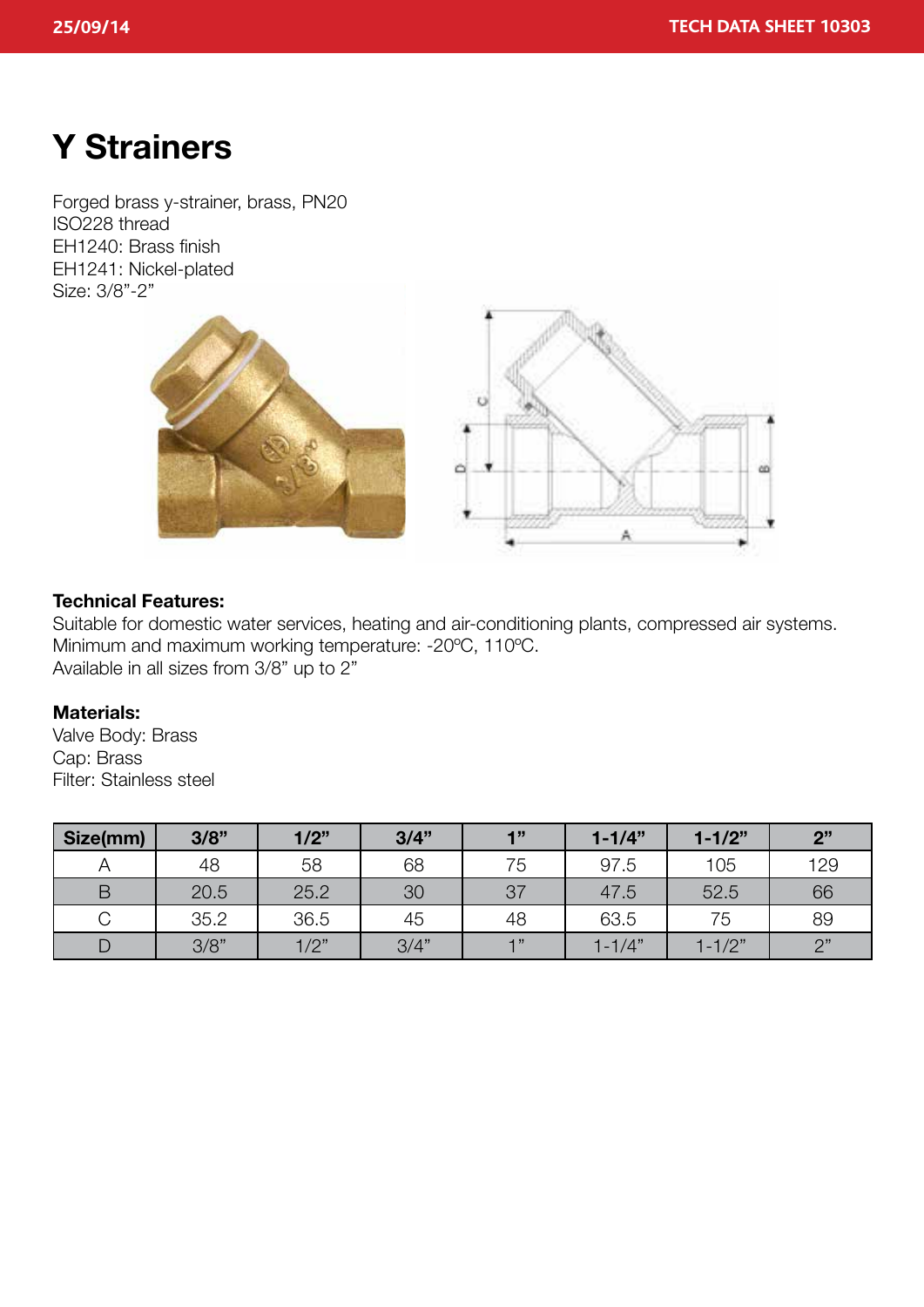# Y Strainers

Forged brass y-strainer, brass, PN20
ISO228 thread
EH1240: Brass finish
EH1241: Nickel-plated
Size: 3/8"-2"

**Technical Features:**
Suitable for domestic water services, heating and air-conditioning plants, compressed air systems.
Minimum and maximum working temperature: -20ºC, 110ºC.
Available in all sizes from 3/8" up to 2"

**Materials:**
Valve Body: Brass
Cap: Brass
Filter: Stainless steel

| Size(mm) | 3/8" | 1/2" | 3/4" | 1" | 1-1/4" | 1-1/2" | 2" |
|---|---|---|---|---|---|---|---|
| A | 48 | 58 | 68 | 75 | 97.5 | 105 | 129 |
| B | 20.5 | 25.2 | 30 | 37 | 47.5 | 52.5 | 66 |
| C | 35.2 | 36.5 | 45 | 48 | 63.5 | 75 | 89 |
| D | 3/8" | 1/2" | 3/4" | 1" | 1-1/4" | 1-1/2" | 2" |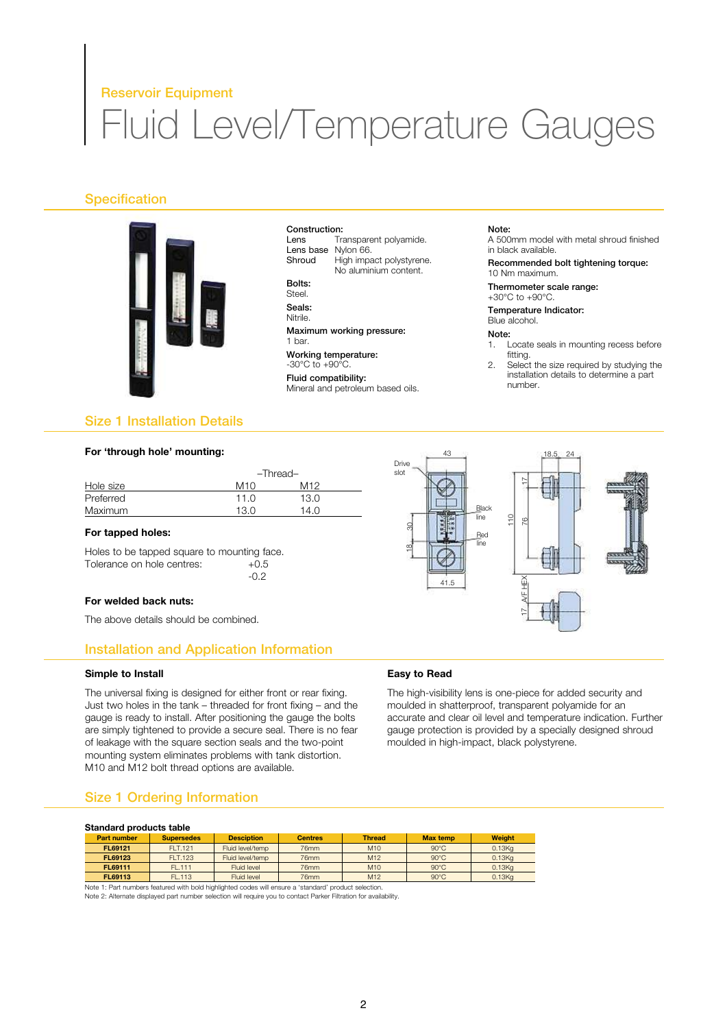Reservoir Equipment

# Fluid Level/Temperature Gauges

## Specification

**Construction:**
Lens — Transparent polyamide.
Lens base — Nylon 66.
Shroud — High impact polystyrene. No aluminium content.

**Bolts:**
Steel.

**Seals:**
Nitrile.

**Maximum working pressure:**
1 bar.

**Working temperature:**
-30°C to +90°C.

**Fluid compatibility:**
Mineral and petroleum based oils.

**Note:**
A 500mm model with metal shroud finished in black available.

**Recommended bolt tightening torque:**
10 Nm maximum.

**Thermometer scale range:**
+30°C to +90°C.

**Temperature Indicator:**
Blue alcohol.

**Note:**
1. Locate seals in mounting recess before fitting.
2. Select the size required by studying the installation details to determine a part number.

## Size 1 Installation Details

**For 'through hole' mounting:**

| | –Thread– | |
|---|---|---|
| Hole size | M10 | M12 |
| Preferred | 11.0 | 13.0 |
| Maximum | 13.0 | 14.0 |

**For tapped holes:**

Holes to be tapped square to mounting face.
Tolerance on hole centres: +0.5 -0.2

**For welded back nuts:**

The above details should be combined.

Drive slot, Black line, Red line, 43, 41.5, 30, 18, 18.5, 24, 17, 110, 76, 17 A/F HEX, 17

## Installation and Application Information

### Simple to Install

The universal fixing is designed for either front or rear fixing. Just two holes in the tank – threaded for front fixing – and the gauge is ready to install. After positioning the gauge the bolts are simply tightened to provide a secure seal. There is no fear of leakage with the square section seals and the two-point mounting system eliminates problems with tank distortion. M10 and M12 bolt thread options are available.

### Easy to Read

The high-visibility lens is one-piece for added security and moulded in shatterproof, transparent polyamide for an accurate and clear oil level and temperature indication. Further gauge protection is provided by a specially designed shroud moulded in high-impact, black polystyrene.

## Size 1 Ordering Information

**Standard products table**

| Part number | Supersedes | Desciption | Centres | Thread | Max temp | Weight |
|---|---|---|---|---|---|---|
| **FL69121** | FLT.121 | Fluid level/temp | 76mm | M10 | 90°C | 0.13Kg |
| **FL69123** | FLT.123 | Fluid level/temp | 76mm | M12 | 90°C | 0.13Kg |
| **FL69111** | FL.111 | Fluid level | 76mm | M10 | 90°C | 0.13Kg |
| **FL69113** | FL.113 | Fluid level | 76mm | M12 | 90°C | 0.13Kg |

Note 1: Part numbers featured with bold highlighted codes will ensure a 'standard' product selection.
Note 2: Alternate displayed part number selection will require you to contact Parker Filtration for availability.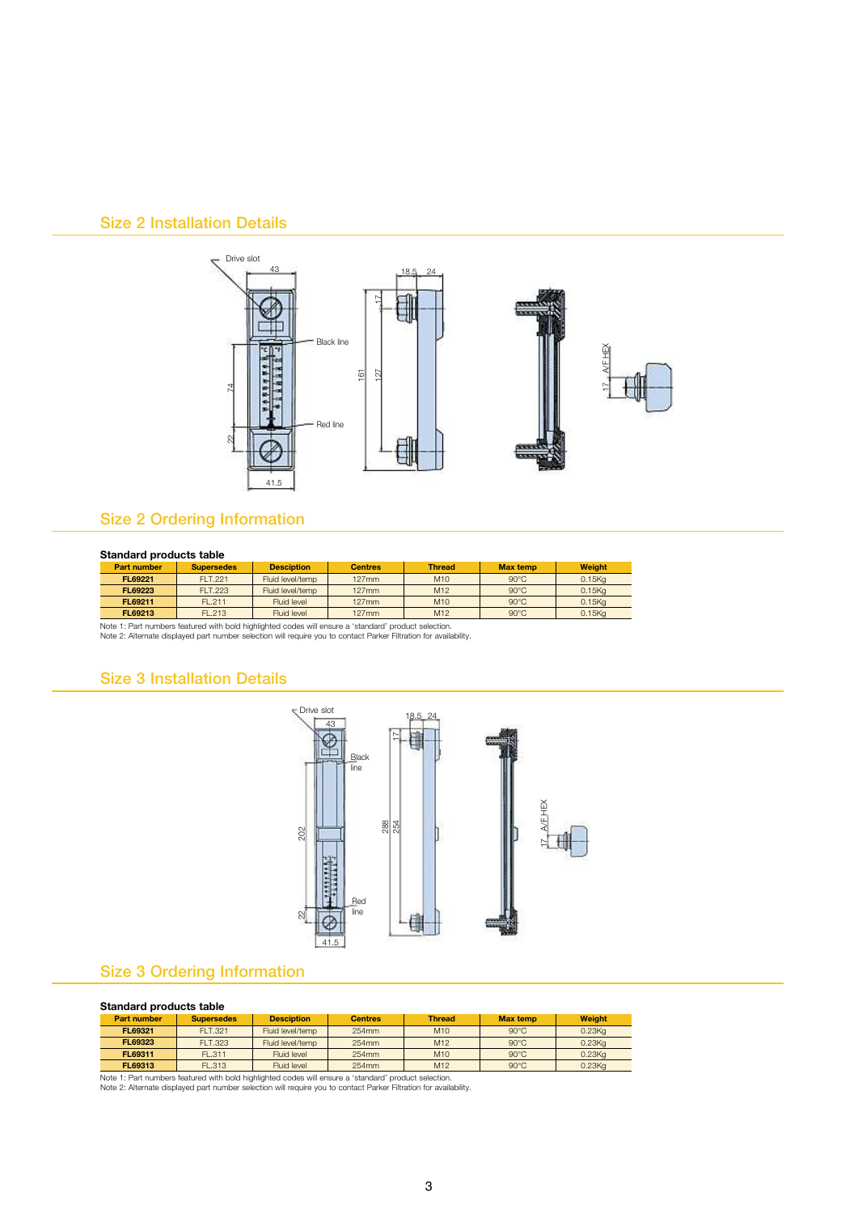## Size 2 Installation Details

Drive slot
43
Black line
Red line
74
22
41.5
18.5
24
17
161
127
17
A/F HEX

## Size 2 Ordering Information

### Standard products table

| Part number | Supersedes | Desciption | Centres | Thread | Max temp | Weight |
|---|---|---|---|---|---|---|
| **FL69221** | FLT.221 | Fluid level/temp | 127mm | M10 | 90°C | 0.15Kg |
| **FL69223** | FLT.223 | Fluid level/temp | 127mm | M12 | 90°C | 0.15Kg |
| **FL69211** | FL.211 | Fluid level | 127mm | M10 | 90°C | 0.15Kg |
| **FL69213** | FL.213 | Fluid level | 127mm | M12 | 90°C | 0.15Kg |

Note 1: Part numbers featured with bold highlighted codes will ensure a 'standard' product selection.
Note 2: Alternate displayed part number selection will require you to contact Parker Filtration for availability.

## Size 3 Installation Details

Drive slot
43
Black line
202
Red line
22
41.5
18.5
24
17
288
254
17
A/F HEX

## Size 3 Ordering Information

### Standard products table

| Part number | Supersedes | Desciption | Centres | Thread | Max temp | Weight |
|---|---|---|---|---|---|---|
| **FL69321** | FLT.321 | Fluid level/temp | 254mm | M10 | 90°C | 0.23Kg |
| **FL69323** | FLT.323 | Fluid level/temp | 254mm | M12 | 90°C | 0.23Kg |
| **FL69311** | FL.311 | Fluid level | 254mm | M10 | 90°C | 0.23Kg |
| **FL69313** | FL.313 | Fluid level | 254mm | M12 | 90°C | 0.23Kg |

Note 1: Part numbers featured with bold highlighted codes will ensure a 'standard' product selection.
Note 2: Alternate displayed part number selection will require you to contact Parker Filtration for availability.